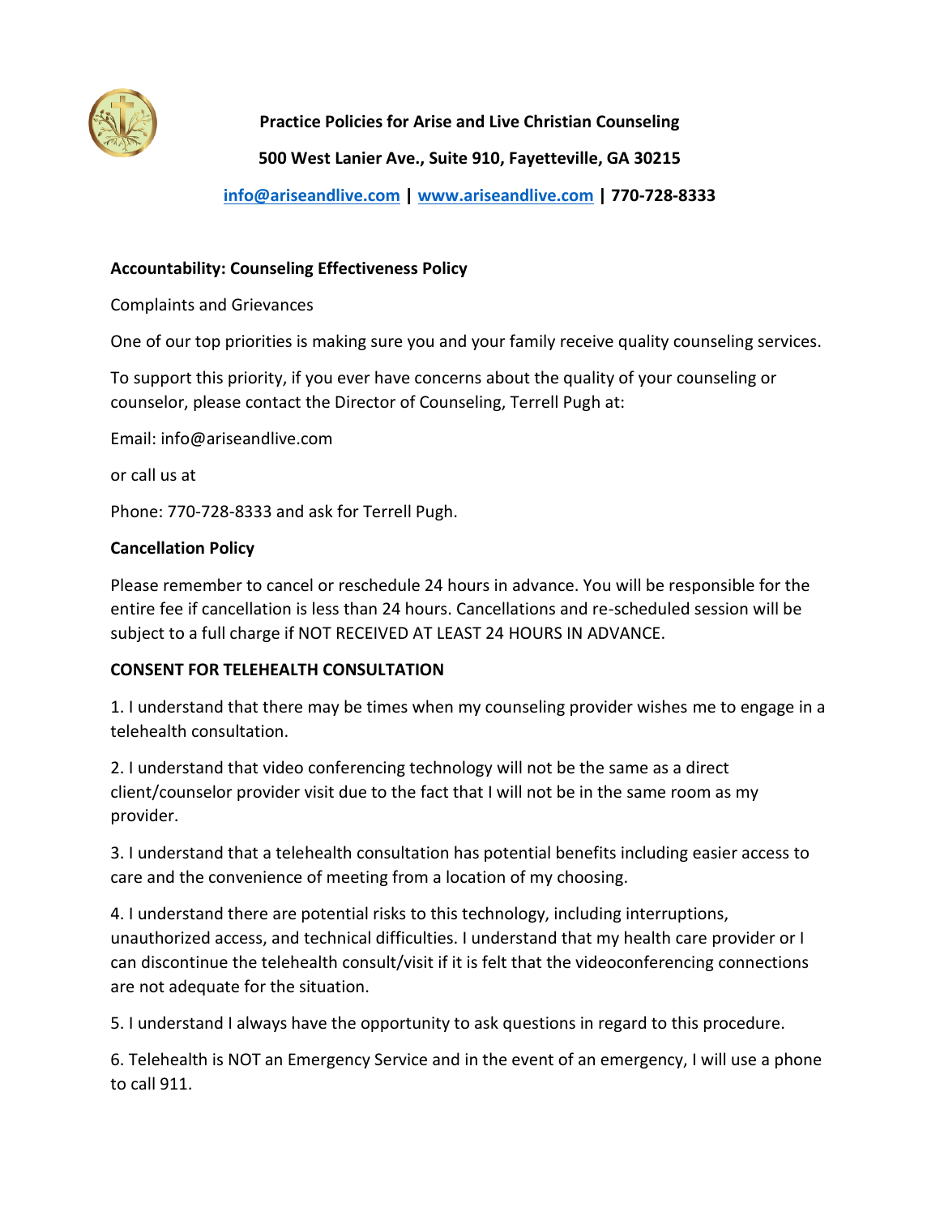**Practice Policies for Arise and Live Christian Counseling**

**500 West Lanier Ave., Suite 910, Fayetteville, GA 30215**

**[info@ariseandlive.com](mailto:info@ariseandlive.com) | [www.ariseandlive.com](http://www.ariseandlive.com) | 770-728-8333**

**Accountability: Counseling Effectiveness Policy**

Complaints and Grievances

One of our top priorities is making sure you and your family receive quality counseling services.

To support this priority, if you ever have concerns about the quality of your counseling or counselor, please contact the Director of Counseling, Terrell Pugh at:

Email: info@ariseandlive.com

or call us at

Phone: 770-728-8333 and ask for Terrell Pugh.

**Cancellation Policy**

Please remember to cancel or reschedule 24 hours in advance. You will be responsible for the entire fee if cancellation is less than 24 hours. Cancellations and re-scheduled session will be subject to a full charge if NOT RECEIVED AT LEAST 24 HOURS IN ADVANCE.

**CONSENT FOR TELEHEALTH CONSULTATION**

1. I understand that there may be times when my counseling provider wishes me to engage in a telehealth consultation.

2. I understand that video conferencing technology will not be the same as a direct client/counselor provider visit due to the fact that I will not be in the same room as my provider.

3. I understand that a telehealth consultation has potential benefits including easier access to care and the convenience of meeting from a location of my choosing.

4. I understand there are potential risks to this technology, including interruptions, unauthorized access, and technical difficulties. I understand that my health care provider or I can discontinue the telehealth consult/visit if it is felt that the videoconferencing connections are not adequate for the situation.

5. I understand I always have the opportunity to ask questions in regard to this procedure.

6. Telehealth is NOT an Emergency Service and in the event of an emergency, I will use a phone to call 911.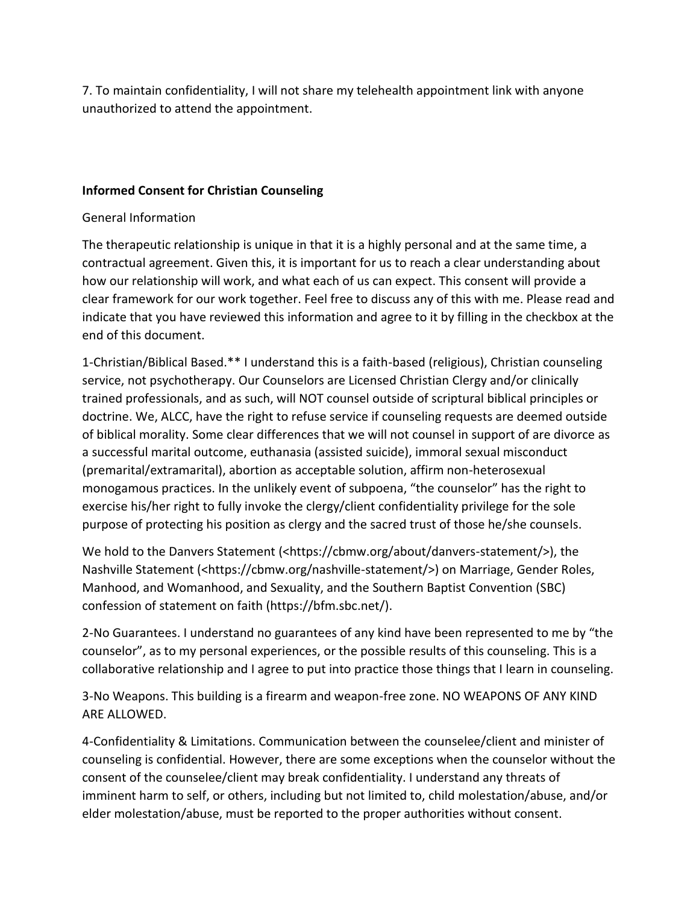7. To maintain confidentiality, I will not share my telehealth appointment link with anyone unauthorized to attend the appointment.

**Informed Consent for Christian Counseling**

General Information

The therapeutic relationship is unique in that it is a highly personal and at the same time, a contractual agreement. Given this, it is important for us to reach a clear understanding about how our relationship will work, and what each of us can expect. This consent will provide a clear framework for our work together. Feel free to discuss any of this with me. Please read and indicate that you have reviewed this information and agree to it by filling in the checkbox at the end of this document.

1-Christian/Biblical Based.** I understand this is a faith-based (religious), Christian counseling service, not psychotherapy. Our Counselors are Licensed Christian Clergy and/or clinically trained professionals, and as such, will NOT counsel outside of scriptural biblical principles or doctrine. We, ALCC, have the right to refuse service if counseling requests are deemed outside of biblical morality. Some clear differences that we will not counsel in support of are divorce as a successful marital outcome, euthanasia (assisted suicide), immoral sexual misconduct (premarital/extramarital), abortion as acceptable solution, affirm non-heterosexual monogamous practices. In the unlikely event of subpoena, "the counselor" has the right to exercise his/her right to fully invoke the clergy/client confidentiality privilege for the sole purpose of protecting his position as clergy and the sacred trust of those he/she counsels.

We hold to the Danvers Statement (<https://cbmw.org/about/danvers-statement/>), the Nashville Statement (<https://cbmw.org/nashville-statement/>) on Marriage, Gender Roles, Manhood, and Womanhood, and Sexuality, and the Southern Baptist Convention (SBC) confession of statement on faith (https://bfm.sbc.net/).

2-No Guarantees. I understand no guarantees of any kind have been represented to me by "the counselor", as to my personal experiences, or the possible results of this counseling. This is a collaborative relationship and I agree to put into practice those things that I learn in counseling.

3-No Weapons. This building is a firearm and weapon-free zone. NO WEAPONS OF ANY KIND ARE ALLOWED.

4-Confidentiality & Limitations. Communication between the counselee/client and minister of counseling is confidential. However, there are some exceptions when the counselor without the consent of the counselee/client may break confidentiality. I understand any threats of imminent harm to self, or others, including but not limited to, child molestation/abuse, and/or elder molestation/abuse, must be reported to the proper authorities without consent.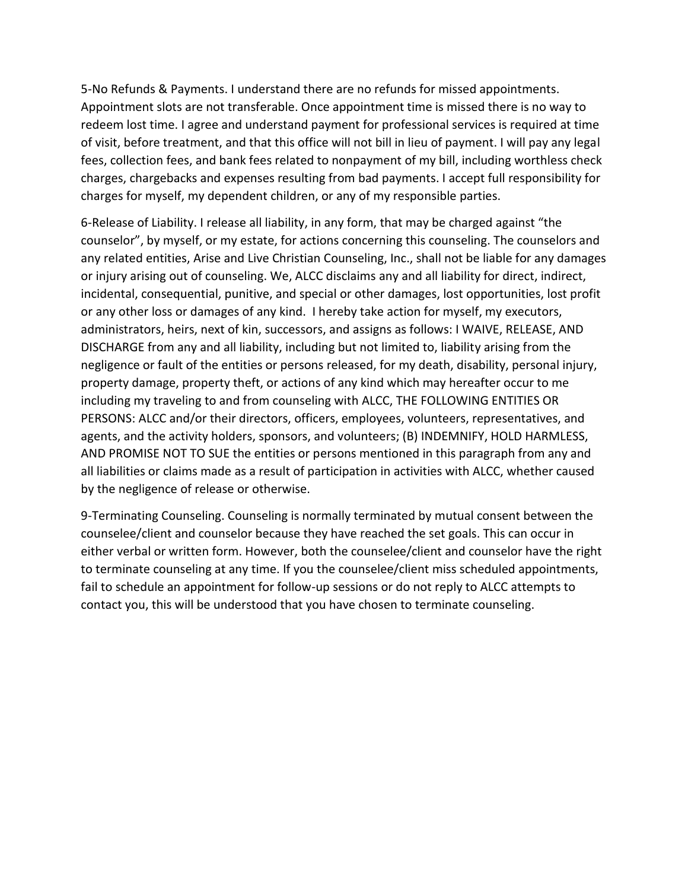5-No Refunds & Payments. I understand there are no refunds for missed appointments. Appointment slots are not transferable. Once appointment time is missed there is no way to redeem lost time. I agree and understand payment for professional services is required at time of visit, before treatment, and that this office will not bill in lieu of payment. I will pay any legal fees, collection fees, and bank fees related to nonpayment of my bill, including worthless check charges, chargebacks and expenses resulting from bad payments. I accept full responsibility for charges for myself, my dependent children, or any of my responsible parties.

6-Release of Liability. I release all liability, in any form, that may be charged against "the counselor", by myself, or my estate, for actions concerning this counseling. The counselors and any related entities, Arise and Live Christian Counseling, Inc., shall not be liable for any damages or injury arising out of counseling. We, ALCC disclaims any and all liability for direct, indirect, incidental, consequential, punitive, and special or other damages, lost opportunities, lost profit or any other loss or damages of any kind. I hereby take action for myself, my executors, administrators, heirs, next of kin, successors, and assigns as follows: I WAIVE, RELEASE, AND DISCHARGE from any and all liability, including but not limited to, liability arising from the negligence or fault of the entities or persons released, for my death, disability, personal injury, property damage, property theft, or actions of any kind which may hereafter occur to me including my traveling to and from counseling with ALCC, THE FOLLOWING ENTITIES OR PERSONS: ALCC and/or their directors, officers, employees, volunteers, representatives, and agents, and the activity holders, sponsors, and volunteers; (B) INDEMNIFY, HOLD HARMLESS, AND PROMISE NOT TO SUE the entities or persons mentioned in this paragraph from any and all liabilities or claims made as a result of participation in activities with ALCC, whether caused by the negligence of release or otherwise.

9-Terminating Counseling. Counseling is normally terminated by mutual consent between the counselee/client and counselor because they have reached the set goals. This can occur in either verbal or written form. However, both the counselee/client and counselor have the right to terminate counseling at any time. If you the counselee/client miss scheduled appointments, fail to schedule an appointment for follow-up sessions or do not reply to ALCC attempts to contact you, this will be understood that you have chosen to terminate counseling.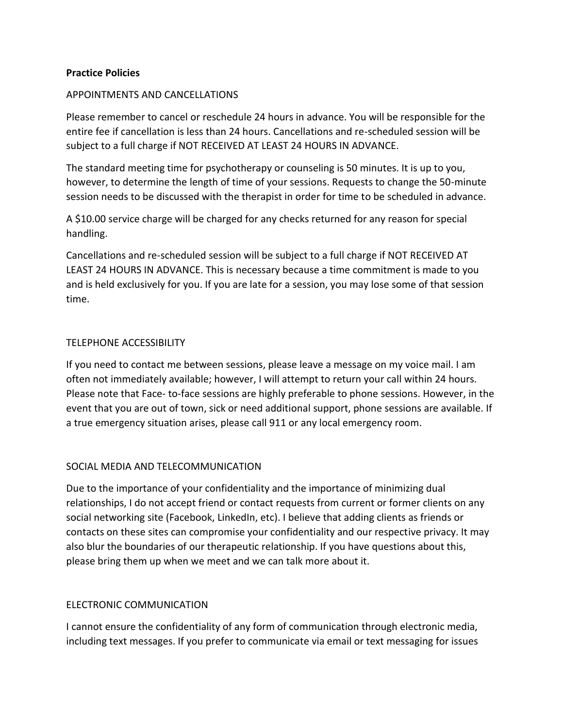**Practice Policies**

APPOINTMENTS AND CANCELLATIONS

Please remember to cancel or reschedule 24 hours in advance. You will be responsible for the entire fee if cancellation is less than 24 hours. Cancellations and re-scheduled session will be subject to a full charge if NOT RECEIVED AT LEAST 24 HOURS IN ADVANCE.

The standard meeting time for psychotherapy or counseling is 50 minutes. It is up to you, however, to determine the length of time of your sessions. Requests to change the 50-minute session needs to be discussed with the therapist in order for time to be scheduled in advance.

A $10.00 service charge will be charged for any checks returned for any reason for special handling.

Cancellations and re-scheduled session will be subject to a full charge if NOT RECEIVED AT LEAST 24 HOURS IN ADVANCE. This is necessary because a time commitment is made to you and is held exclusively for you. If you are late for a session, you may lose some of that session time.

TELEPHONE ACCESSIBILITY

If you need to contact me between sessions, please leave a message on my voice mail. I am often not immediately available; however, I will attempt to return your call within 24 hours. Please note that Face- to-face sessions are highly preferable to phone sessions. However, in the event that you are out of town, sick or need additional support, phone sessions are available. If a true emergency situation arises, please call 911 or any local emergency room.

SOCIAL MEDIA AND TELECOMMUNICATION

Due to the importance of your confidentiality and the importance of minimizing dual relationships, I do not accept friend or contact requests from current or former clients on any social networking site (Facebook, LinkedIn, etc). I believe that adding clients as friends or contacts on these sites can compromise your confidentiality and our respective privacy. It may also blur the boundaries of our therapeutic relationship. If you have questions about this, please bring them up when we meet and we can talk more about it.

ELECTRONIC COMMUNICATION

I cannot ensure the confidentiality of any form of communication through electronic media, including text messages. If you prefer to communicate via email or text messaging for issues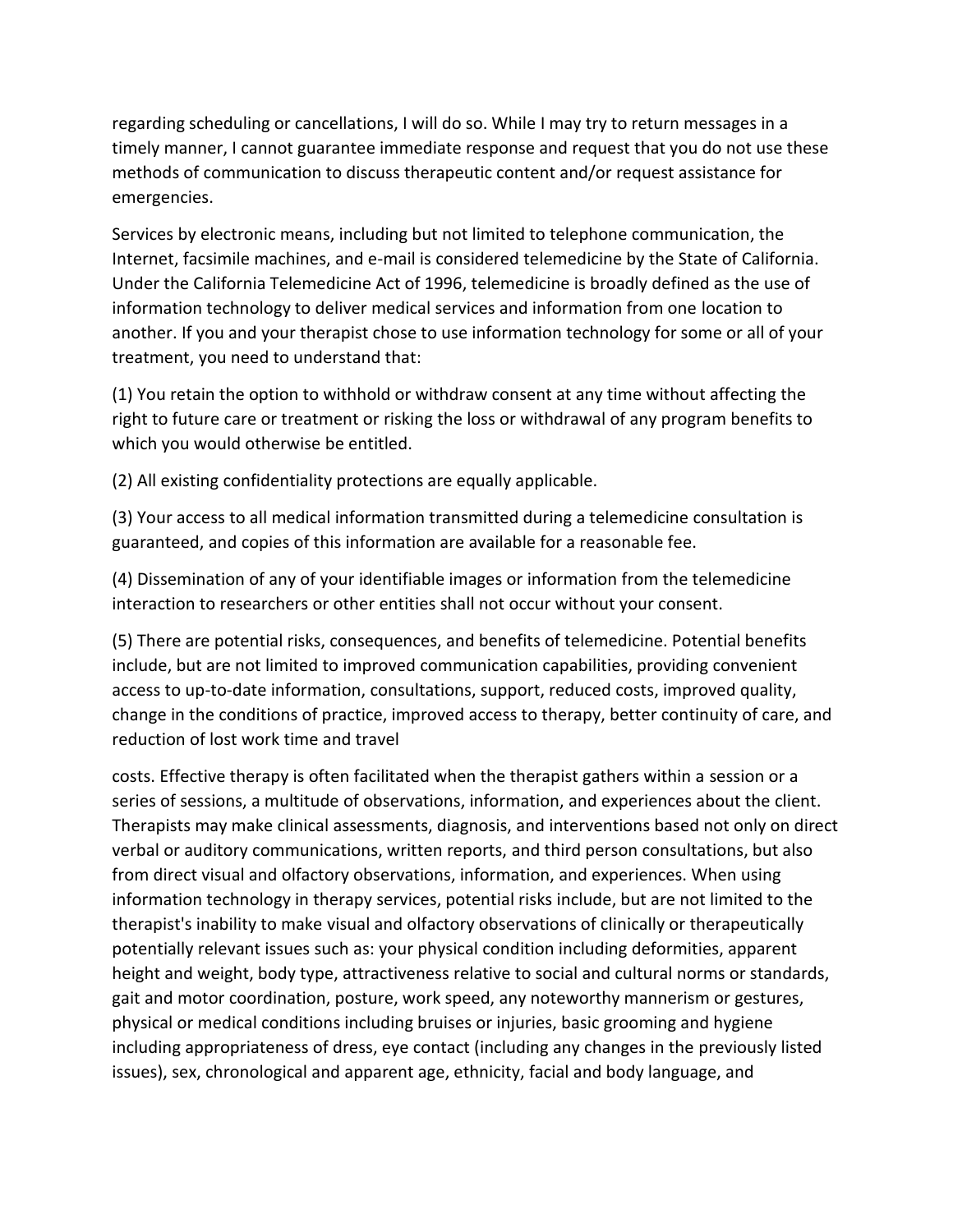regarding scheduling or cancellations, I will do so. While I may try to return messages in a timely manner, I cannot guarantee immediate response and request that you do not use these methods of communication to discuss therapeutic content and/or request assistance for emergencies.

Services by electronic means, including but not limited to telephone communication, the Internet, facsimile machines, and e-mail is considered telemedicine by the State of California. Under the California Telemedicine Act of 1996, telemedicine is broadly defined as the use of information technology to deliver medical services and information from one location to another. If you and your therapist chose to use information technology for some or all of your treatment, you need to understand that:

(1) You retain the option to withhold or withdraw consent at any time without affecting the right to future care or treatment or risking the loss or withdrawal of any program benefits to which you would otherwise be entitled.

(2) All existing confidentiality protections are equally applicable.

(3) Your access to all medical information transmitted during a telemedicine consultation is guaranteed, and copies of this information are available for a reasonable fee.

(4) Dissemination of any of your identifiable images or information from the telemedicine interaction to researchers or other entities shall not occur without your consent.

(5) There are potential risks, consequences, and benefits of telemedicine. Potential benefits include, but are not limited to improved communication capabilities, providing convenient access to up-to-date information, consultations, support, reduced costs, improved quality, change in the conditions of practice, improved access to therapy, better continuity of care, and reduction of lost work time and travel costs. Effective therapy is often facilitated when the therapist gathers within a session or a series of sessions, a multitude of observations, information, and experiences about the client. Therapists may make clinical assessments, diagnosis, and interventions based not only on direct verbal or auditory communications, written reports, and third person consultations, but also from direct visual and olfactory observations, information, and experiences. When using information technology in therapy services, potential risks include, but are not limited to the therapist's inability to make visual and olfactory observations of clinically or therapeutically potentially relevant issues such as: your physical condition including deformities, apparent height and weight, body type, attractiveness relative to social and cultural norms or standards, gait and motor coordination, posture, work speed, any noteworthy mannerism or gestures, physical or medical conditions including bruises or injuries, basic grooming and hygiene including appropriateness of dress, eye contact (including any changes in the previously listed issues), sex, chronological and apparent age, ethnicity, facial and body language, and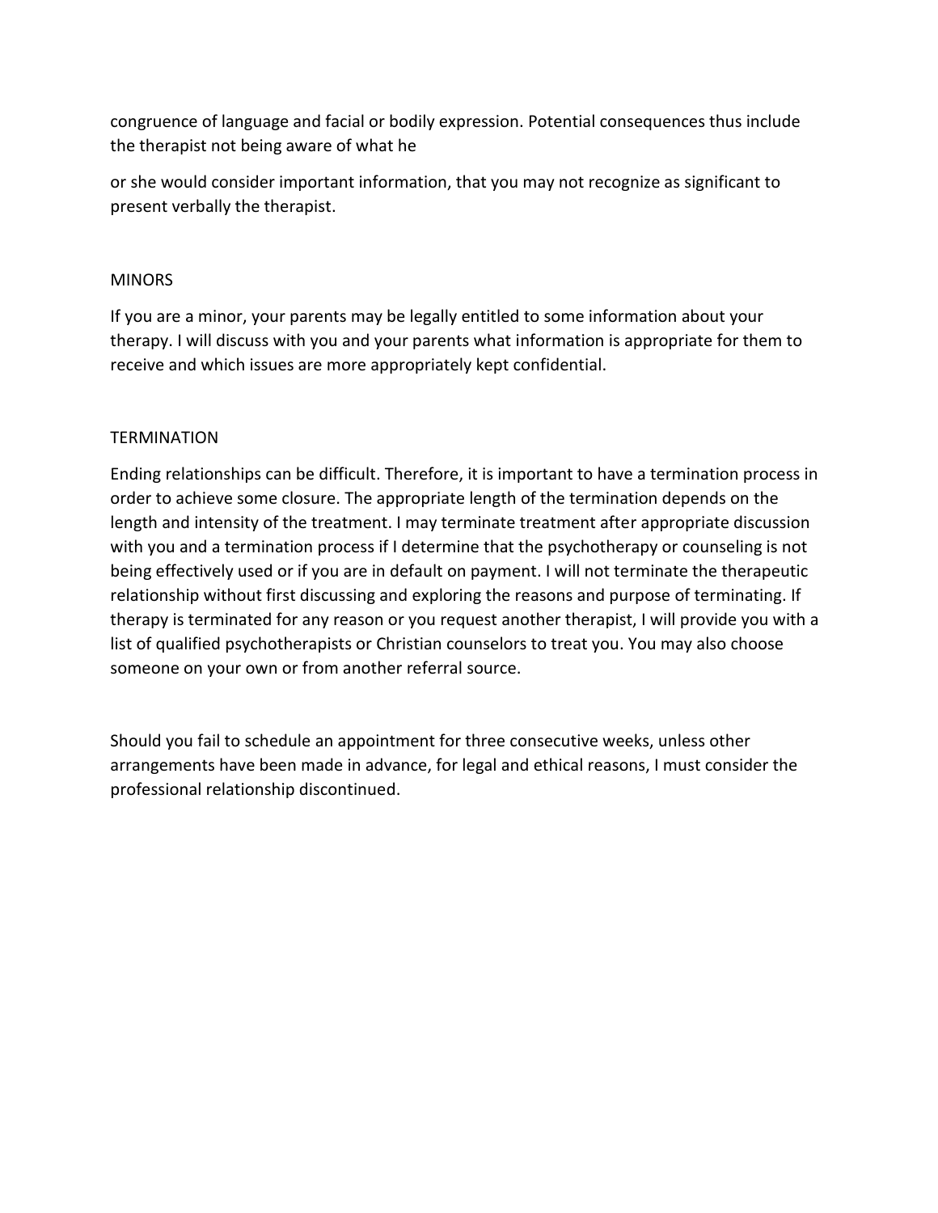congruence of language and facial or bodily expression. Potential consequences thus include the therapist not being aware of what he

or she would consider important information, that you may not recognize as significant to present verbally the therapist.

## MINORS

If you are a minor, your parents may be legally entitled to some information about your therapy. I will discuss with you and your parents what information is appropriate for them to receive and which issues are more appropriately kept confidential.

## TERMINATION

Ending relationships can be difficult. Therefore, it is important to have a termination process in order to achieve some closure. The appropriate length of the termination depends on the length and intensity of the treatment. I may terminate treatment after appropriate discussion with you and a termination process if I determine that the psychotherapy or counseling is not being effectively used or if you are in default on payment. I will not terminate the therapeutic relationship without first discussing and exploring the reasons and purpose of terminating. If therapy is terminated for any reason or you request another therapist, I will provide you with a list of qualified psychotherapists or Christian counselors to treat you. You may also choose someone on your own or from another referral source.

Should you fail to schedule an appointment for three consecutive weeks, unless other arrangements have been made in advance, for legal and ethical reasons, I must consider the professional relationship discontinued.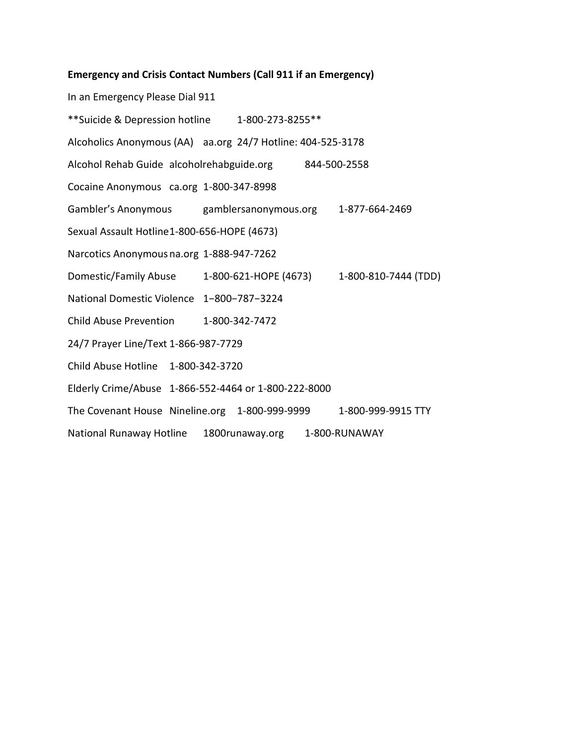**Emergency and Crisis Contact Numbers (Call 911 if an Emergency)**

In an Emergency Please Dial 911

**Suicide & Depression hotline 1-800-273-8255**

Alcoholics Anonymous (AA) aa.org 24/7 Hotline: 404-525-3178

Alcohol Rehab Guide alcoholrehabguide.org 844-500-2558

Cocaine Anonymous ca.org 1-800-347-8998

Gambler's Anonymous gamblersanonymous.org 1-877-664-2469

Sexual Assault Hotline 1-800-656-HOPE (4673)

Narcotics Anonymous na.org 1-888-947-7262

Domestic/Family Abuse 1-800-621-HOPE (4673) 1-800-810-7444 (TDD)

National Domestic Violence 1−800−787−3224

Child Abuse Prevention 1-800-342-7472

24/7 Prayer Line/Text 1-866-987-7729

Child Abuse Hotline 1-800-342-3720

Elderly Crime/Abuse 1-866-552-4464 or 1-800-222-8000

The Covenant House Nineline.org 1-800-999-9999 1-800-999-9915 TTY

National Runaway Hotline 1800runaway.org 1-800-RUNAWAY